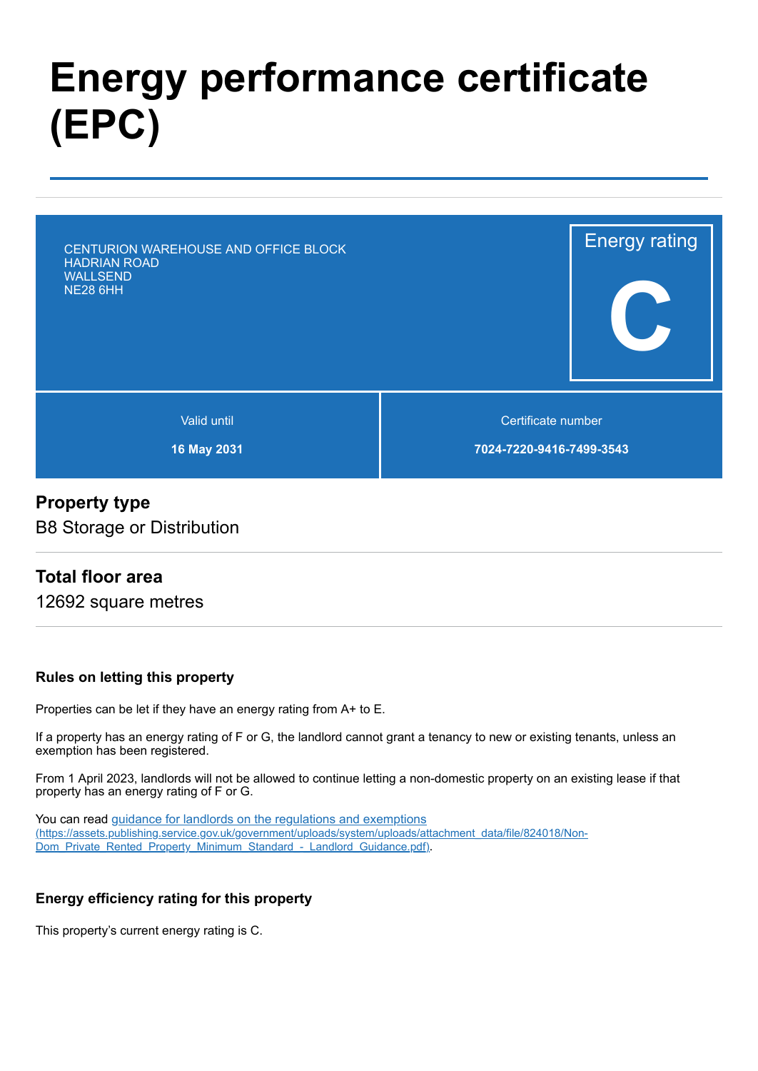# Energy performance certificate (EPC)

CENTURION WAREHOUSE AND OFFICE BLOCK
HADRIAN ROAD
WALLSEND
NE28 6HH

Energy rating

**C**

| Valid until | Certificate number |
| --- | --- |
| **16 May 2031** | **7024-7220-9416-7499-3543** |

## Property type

B8 Storage or Distribution

## Total floor area

12692 square metres

### Rules on letting this property

Properties can be let if they have an energy rating from A+ to E.

If a property has an energy rating of F or G, the landlord cannot grant a tenancy to new or existing tenants, unless an exemption has been registered.

From 1 April 2023, landlords will not be allowed to continue letting a non-domestic property on an existing lease if that property has an energy rating of F or G.

You can read [guidance for landlords on the regulations and exemptions (https://assets.publishing.service.gov.uk/government/uploads/system/uploads/attachment_data/file/824018/Non-Dom_Private_Rented_Property_Minimum_Standard_-_Landlord_Guidance.pdf)](https://assets.publishing.service.gov.uk/government/uploads/system/uploads/attachment_data/file/824018/Non-Dom_Private_Rented_Property_Minimum_Standard_-_Landlord_Guidance.pdf).

### Energy efficiency rating for this property

This property's current energy rating is C.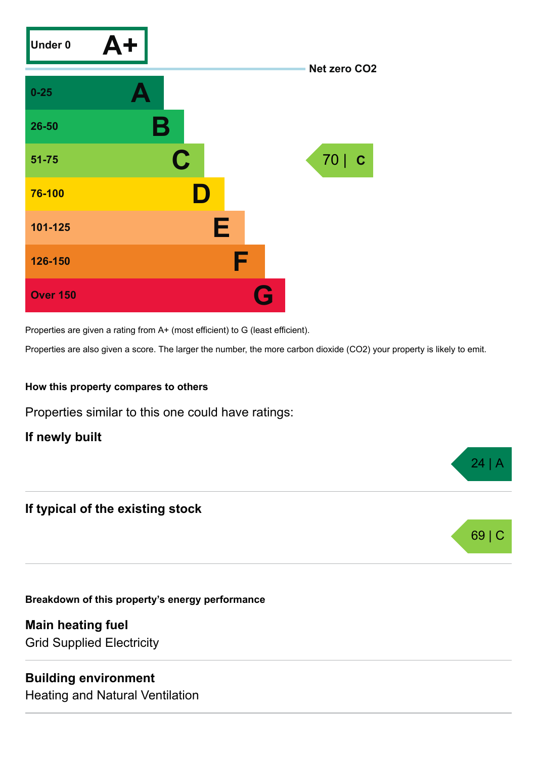| Rating | Score |
| --- | --- |
| A+ | Under 0 |
| A | 0-25 |
| B | 26-50 |
| C | 51-75 |
| D | 76-100 |
| E | 101-125 |
| F | 126-150 |
| G | Over 150 |

Net zero $CO_2$

This property: 70 | C

Properties are given a rating from A+ (most efficient) to G (least efficient).

Properties are also given a score. The larger the number, the more carbon dioxide ($CO_2$) your property is likely to emit.

### How this property compares to others

Properties similar to this one could have ratings:

**If newly built**

24 | A

**If typical of the existing stock**

69 | C

### Breakdown of this property's energy performance

**Main heating fuel**
Grid Supplied Electricity

**Building environment**
Heating and Natural Ventilation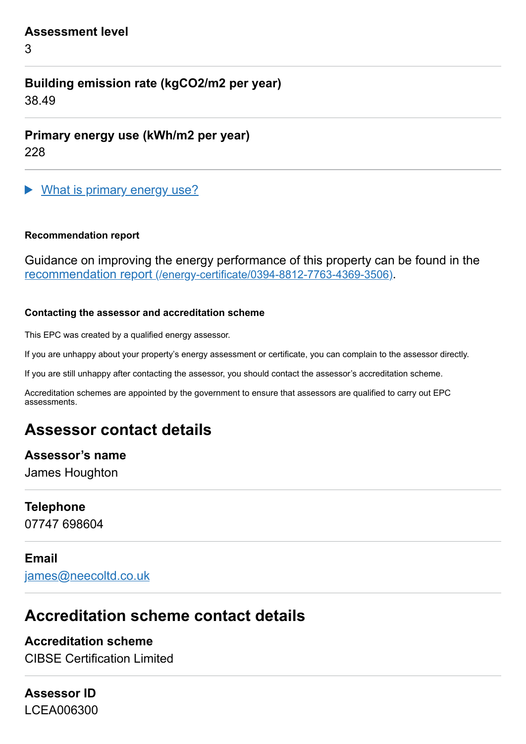**Assessment level**

3

**Building emission rate (kgCO2/m2 per year)**

38.49

**Primary energy use (kWh/m2 per year)**

228

▶ What is primary energy use?

**Recommendation report**

Guidance on improving the energy performance of this property can be found in the recommendation report (/energy-certificate/0394-8812-7763-4369-3506).

**Contacting the assessor and accreditation scheme**

This EPC was created by a qualified energy assessor.

If you are unhappy about your property's energy assessment or certificate, you can complain to the assessor directly.

If you are still unhappy after contacting the assessor, you should contact the assessor's accreditation scheme.

Accreditation schemes are appointed by the government to ensure that assessors are qualified to carry out EPC assessments.

## Assessor contact details

**Assessor's name**

James Houghton

**Telephone**

07747 698604

**Email**

james@neecoltd.co.uk

## Accreditation scheme contact details

**Accreditation scheme**

CIBSE Certification Limited

**Assessor ID**

LCEA006300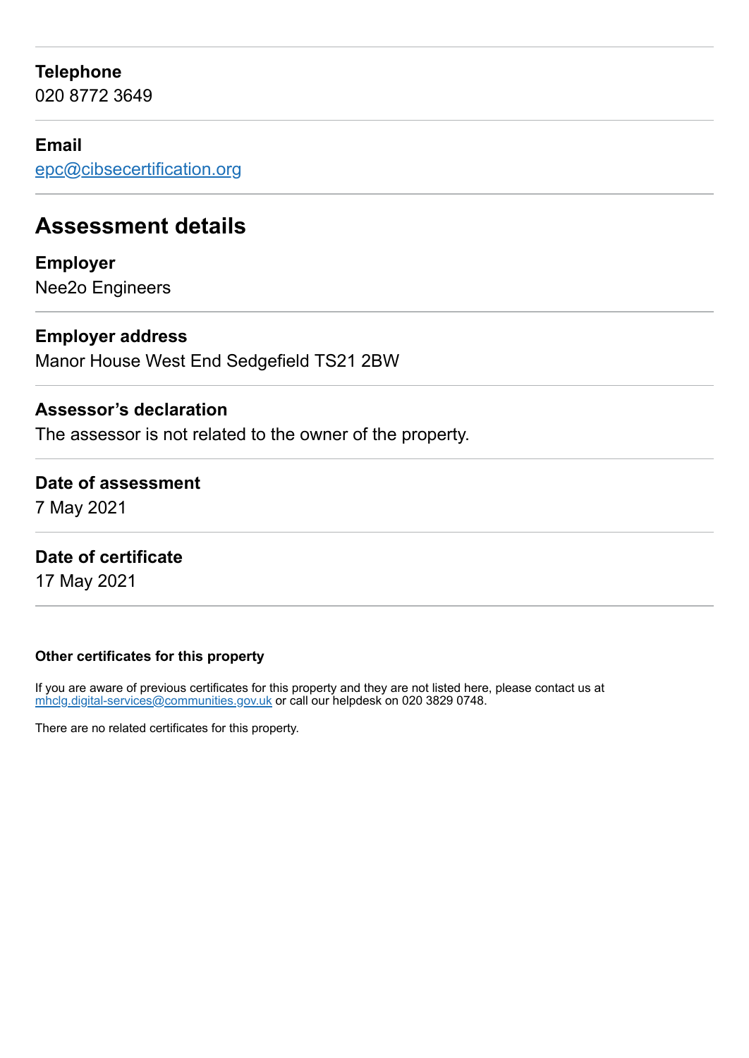**Telephone**
020 8772 3649

**Email**
epc@cibsecertification.org

## Assessment details

**Employer**
Nee2o Engineers

**Employer address**
Manor House West End Sedgefield TS21 2BW

**Assessor's declaration**
The assessor is not related to the owner of the property.

**Date of assessment**
7 May 2021

**Date of certificate**
17 May 2021

**Other certificates for this property**

If you are aware of previous certificates for this property and they are not listed here, please contact us at mhclg.digital-services@communities.gov.uk or call our helpdesk on 020 3829 0748.

There are no related certificates for this property.